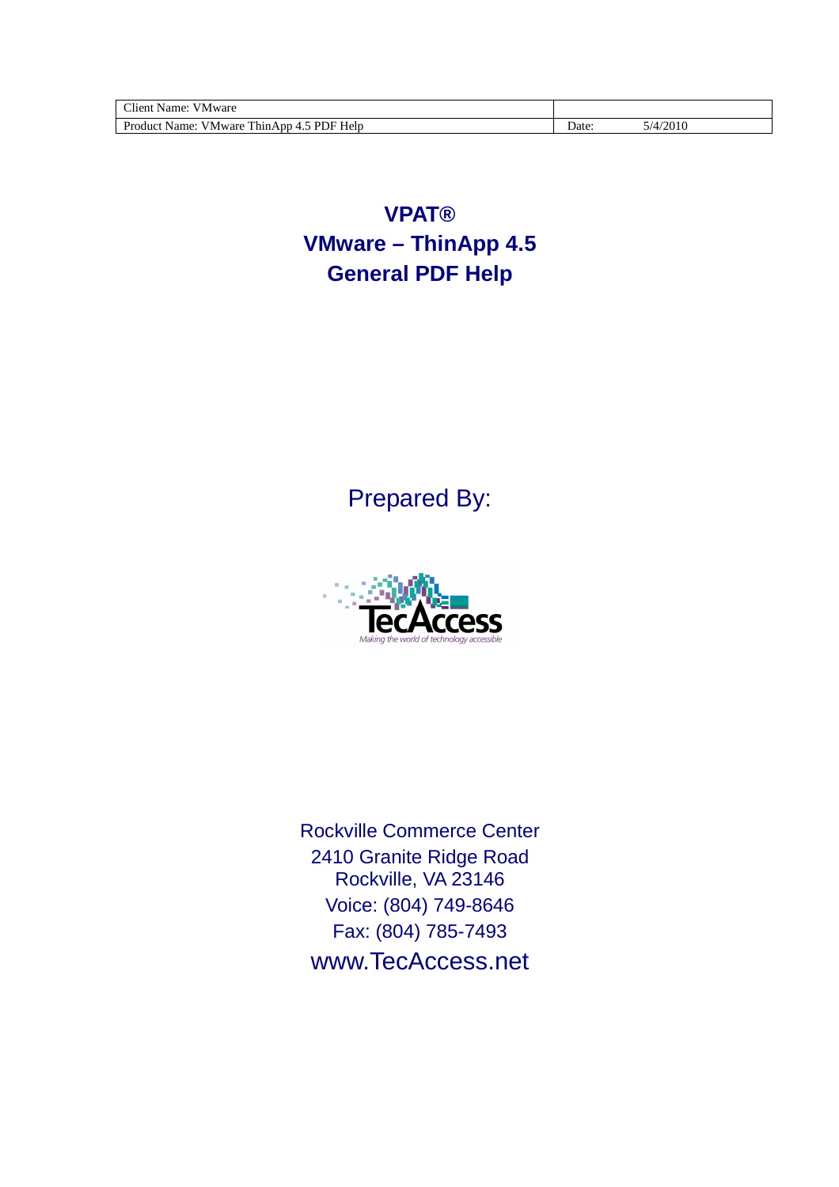| Client Name: VMware | |
|---|---|
| Product Name: VMware ThinApp 4.5 PDF Help | Date: 5/4/2010 |

# VPAT®
# VMware – ThinApp 4.5
# General PDF Help

Prepared By:

TecAccess

*Making the world of technology accessible*

Rockville Commerce Center
2410 Granite Ridge Road
Rockville, VA 23146
Voice: (804) 749-8646
Fax: (804) 785-7493
www.TecAccess.net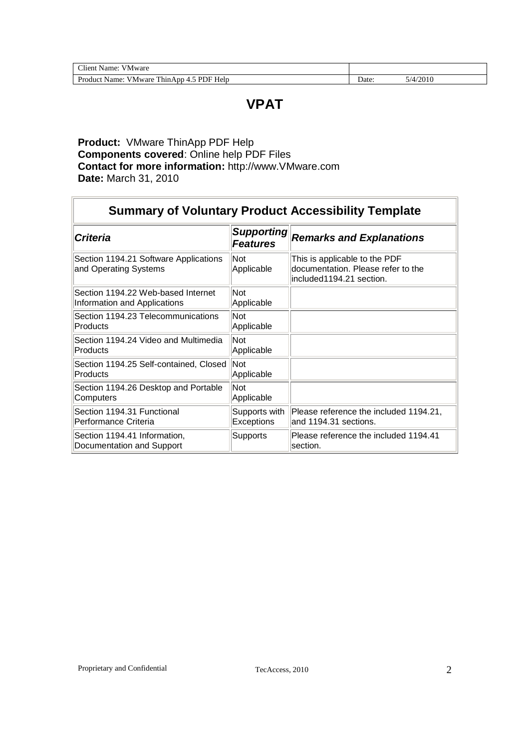# VPAT

**Product:** VMware ThinApp PDF Help
**Components covered**: Online help PDF Files
**Contact for more information:** http://www.VMware.com
**Date:** March 31, 2010

| Summary of Voluntary Product Accessibility Template | | |
|---|---|---|
| ***Criteria*** | ***Supporting Features*** | ***Remarks and Explanations*** |
| Section 1194.21 Software Applications and Operating Systems | Not Applicable | This is applicable to the PDF documentation. Please refer to the included1194.21 section. |
| Section 1194.22 Web-based Internet Information and Applications | Not Applicable | |
| Section 1194.23 Telecommunications Products | Not Applicable | |
| Section 1194.24 Video and Multimedia Products | Not Applicable | |
| Section 1194.25 Self-contained, Closed Products | Not Applicable | |
| Section 1194.26 Desktop and Portable Computers | Not Applicable | |
| Section 1194.31 Functional Performance Criteria | Supports with Exceptions | Please reference the included 1194.21, and 1194.31 sections. |
| Section 1194.41 Information, Documentation and Support | Supports | Please reference the included 1194.41 section. |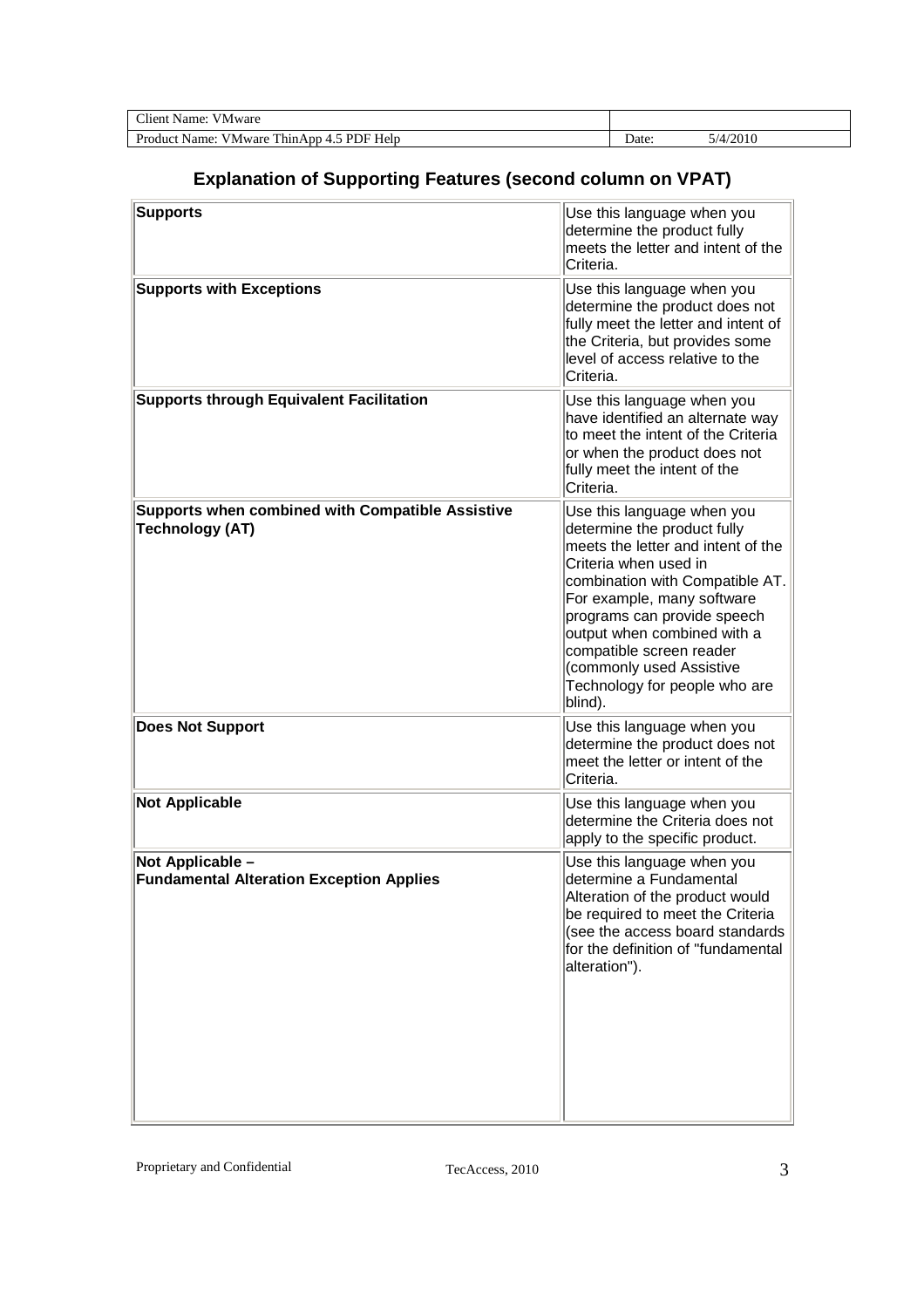| Client Name: VMware | |
|---|---|
| Product Name: VMware ThinApp 4.5 PDF Help | Date: 5/4/2010 |

## Explanation of Supporting Features (second column on VPAT)

| | |
|---|---|
| **Supports** | Use this language when you determine the product fully meets the letter and intent of the Criteria. |
| **Supports with Exceptions** | Use this language when you determine the product does not fully meet the letter and intent of the Criteria, but provides some level of access relative to the Criteria. |
| **Supports through Equivalent Facilitation** | Use this language when you have identified an alternate way to meet the intent of the Criteria or when the product does not fully meet the intent of the Criteria. |
| **Supports when combined with Compatible Assistive Technology (AT)** | Use this language when you determine the product fully meets the letter and intent of the Criteria when used in combination with Compatible AT. For example, many software programs can provide speech output when combined with a compatible screen reader (commonly used Assistive Technology for people who are blind). |
| **Does Not Support** | Use this language when you determine the product does not meet the letter or intent of the Criteria. |
| **Not Applicable** | Use this language when you determine the Criteria does not apply to the specific product. |
| **Not Applicable – Fundamental Alteration Exception Applies** | Use this language when you determine a Fundamental Alteration of the product would be required to meet the Criteria (see the access board standards for the definition of "fundamental alteration"). |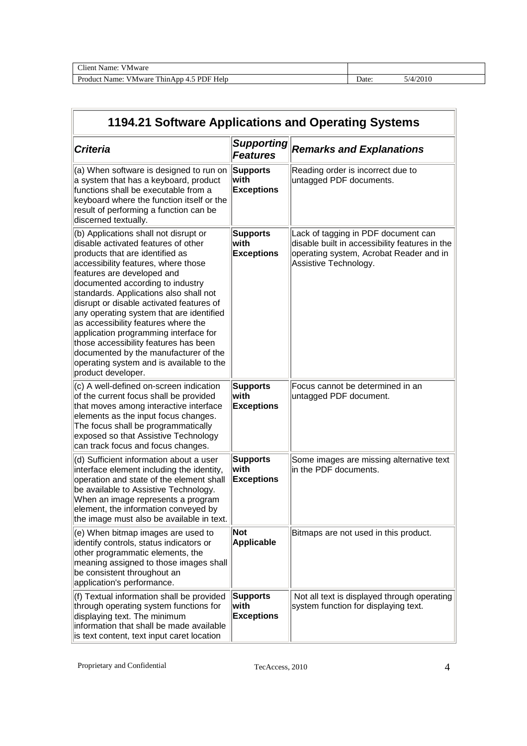| Client Name: VMware | |
|---|---|
| Product Name: VMware ThinApp 4.5 PDF Help | Date: 5/4/2010 |

| 1194.21 Software Applications and Operating Systems | | |
|---|---|---|
| ***Criteria*** | ***Supporting Features*** | ***Remarks and Explanations*** |
| (a) When software is designed to run on a system that has a keyboard, product functions shall be executable from a keyboard where the function itself or the result of performing a function can be discerned textually. | **Supports with Exceptions** | Reading order is incorrect due to untagged PDF documents. |
| (b) Applications shall not disrupt or disable activated features of other products that are identified as accessibility features, where those features are developed and documented according to industry standards. Applications also shall not disrupt or disable activated features of any operating system that are identified as accessibility features where the application programming interface for those accessibility features has been documented by the manufacturer of the operating system and is available to the product developer. | **Supports with Exceptions** | Lack of tagging in PDF document can disable built in accessibility features in the operating system, Acrobat Reader and in Assistive Technology. |
| (c) A well-defined on-screen indication of the current focus shall be provided that moves among interactive interface elements as the input focus changes. The focus shall be programmatically exposed so that Assistive Technology can track focus and focus changes. | **Supports with Exceptions** | Focus cannot be determined in an untagged PDF document. |
| (d) Sufficient information about a user interface element including the identity, operation and state of the element shall be available to Assistive Technology. When an image represents a program element, the information conveyed by the image must also be available in text. | **Supports with Exceptions** | Some images are missing alternative text in the PDF documents. |
| (e) When bitmap images are used to identify controls, status indicators or other programmatic elements, the meaning assigned to those images shall be consistent throughout an application's performance. | **Not Applicable** | Bitmaps are not used in this product. |
| (f) Textual information shall be provided through operating system functions for displaying text. The minimum information that shall be made available is text content, text input caret location | **Supports with Exceptions** | Not all text is displayed through operating system function for displaying text. |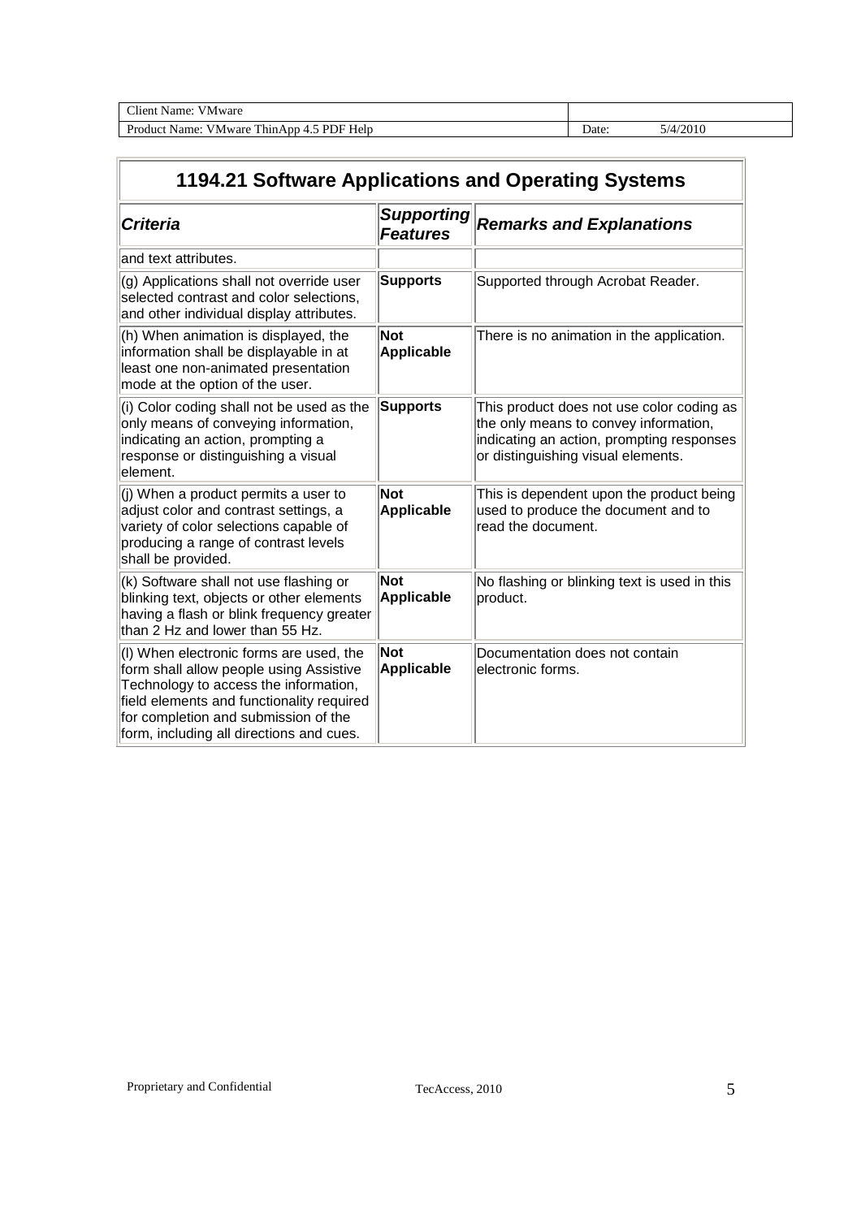| Client Name: VMware | |
|---|---|
| Product Name: VMware ThinApp 4.5 PDF Help | Date: 5/4/2010 |

| 1194.21 Software Applications and Operating Systems | | |
|---|---|---|
| ***Criteria*** | ***Supporting Features*** | ***Remarks and Explanations*** |
| and text attributes. | | |
| (g) Applications shall not override user selected contrast and color selections, and other individual display attributes. | **Supports** | Supported through Acrobat Reader. |
| (h) When animation is displayed, the information shall be displayable in at least one non-animated presentation mode at the option of the user. | **Not Applicable** | There is no animation in the application. |
| (i) Color coding shall not be used as the only means of conveying information, indicating an action, prompting a response or distinguishing a visual element. | **Supports** | This product does not use color coding as the only means to convey information, indicating an action, prompting responses or distinguishing visual elements. |
| (j) When a product permits a user to adjust color and contrast settings, a variety of color selections capable of producing a range of contrast levels shall be provided. | **Not Applicable** | This is dependent upon the product being used to produce the document and to read the document. |
| (k) Software shall not use flashing or blinking text, objects or other elements having a flash or blink frequency greater than 2 Hz and lower than 55 Hz. | **Not Applicable** | No flashing or blinking text is used in this product. |
| (l) When electronic forms are used, the form shall allow people using Assistive Technology to access the information, field elements and functionality required for completion and submission of the form, including all directions and cues. | **Not Applicable** | Documentation does not contain electronic forms. |

Proprietary and Confidential TecAccess, 2010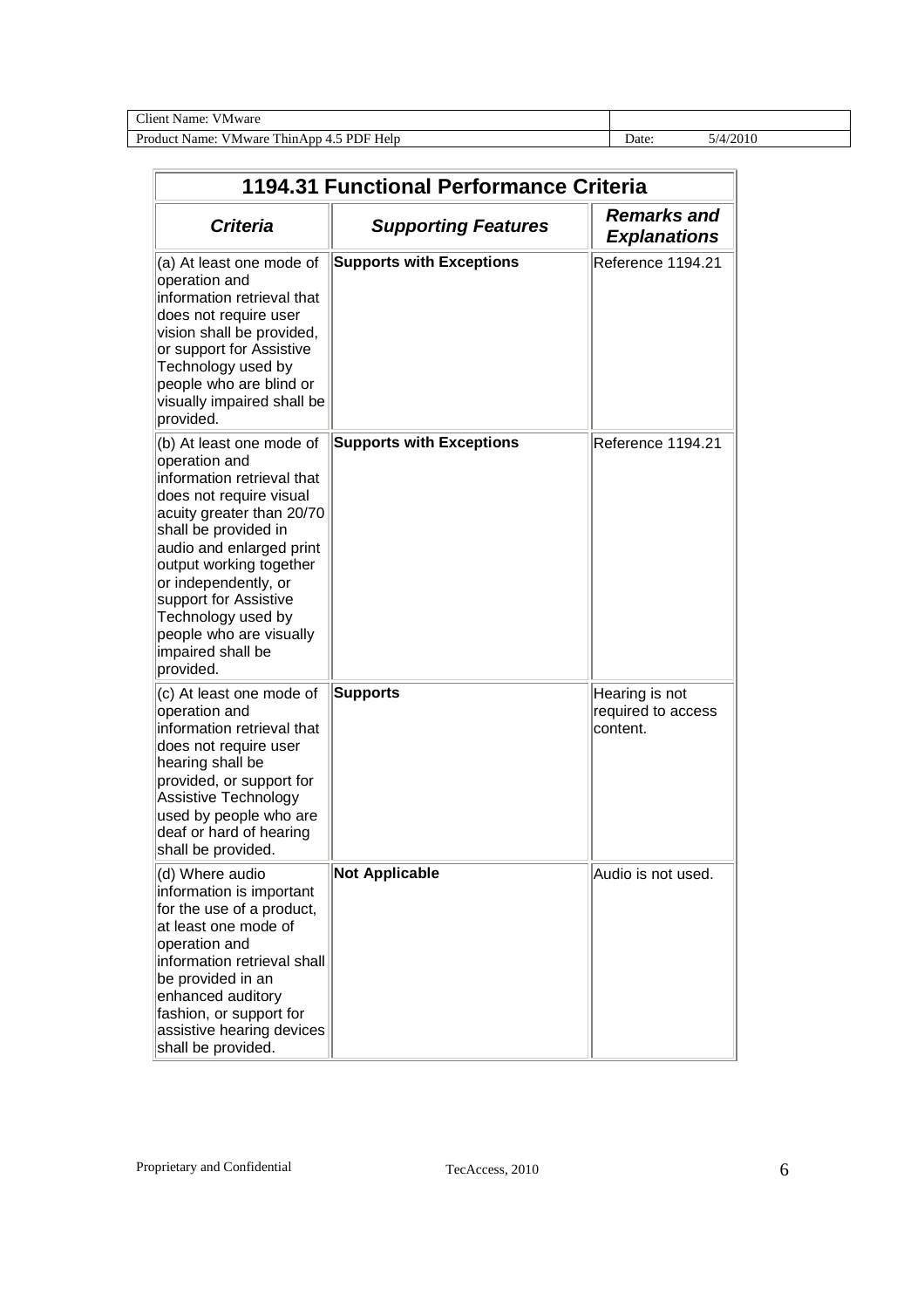| Client Name: VMware | |
|---|---|
| Product Name: VMware ThinApp 4.5 PDF Help | Date: 5/4/2010 |

| 1194.31 Functional Performance Criteria | | |
|---|---|---|
| ***Criteria*** | ***Supporting Features*** | ***Remarks and Explanations*** |
| (a) At least one mode of operation and information retrieval that does not require user vision shall be provided, or support for Assistive Technology used by people who are blind or visually impaired shall be provided. | **Supports with Exceptions** | Reference 1194.21 |
| (b) At least one mode of operation and information retrieval that does not require visual acuity greater than 20/70 shall be provided in audio and enlarged print output working together or independently, or support for Assistive Technology used by people who are visually impaired shall be provided. | **Supports with Exceptions** | Reference 1194.21 |
| (c) At least one mode of operation and information retrieval that does not require user hearing shall be provided, or support for Assistive Technology used by people who are deaf or hard of hearing shall be provided. | **Supports** | Hearing is not required to access content. |
| (d) Where audio information is important for the use of a product, at least one mode of operation and information retrieval shall be provided in an enhanced auditory fashion, or support for assistive hearing devices shall be provided. | **Not Applicable** | Audio is not used. |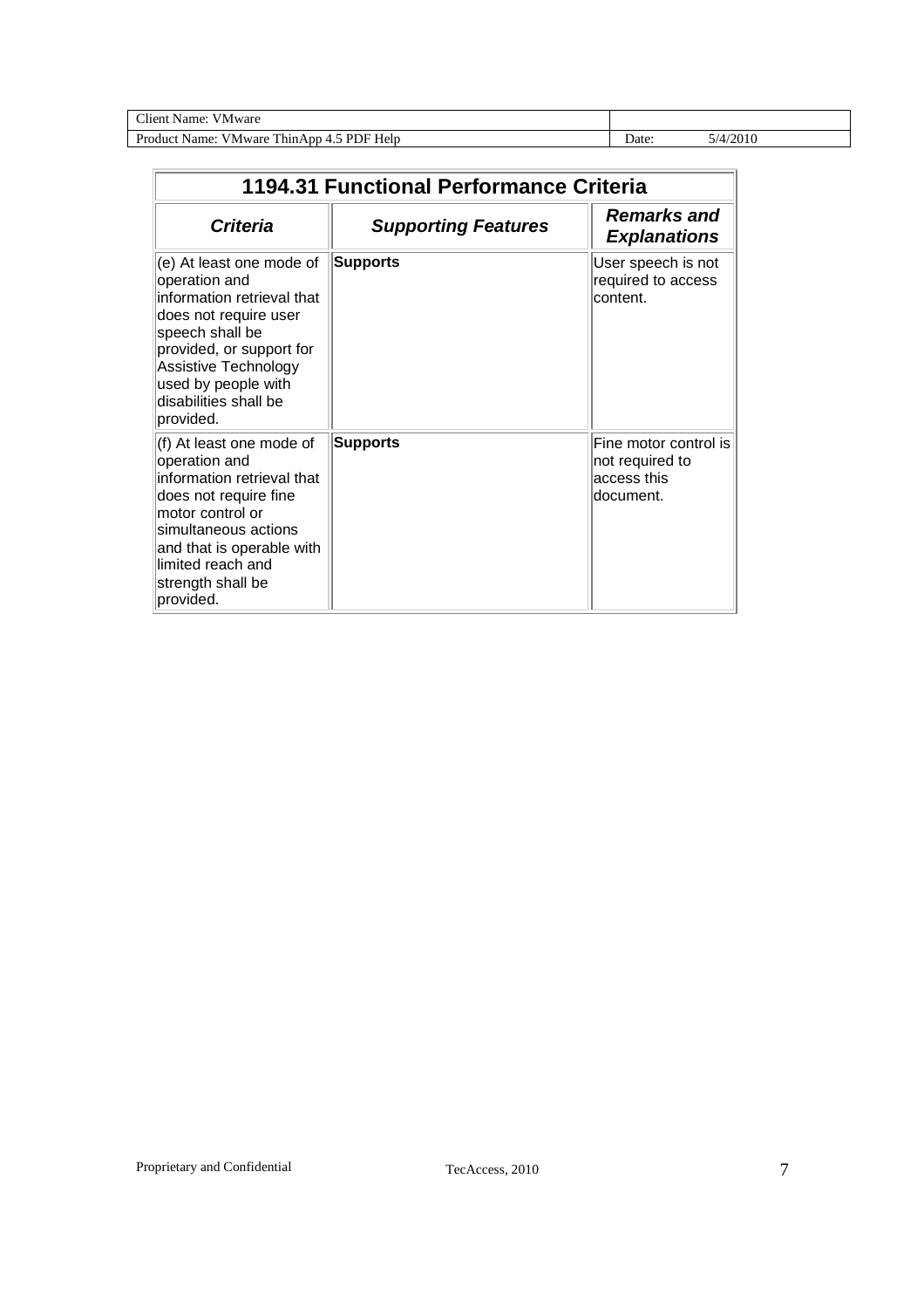## 1194.31 Functional Performance Criteria

| *Criteria* | *Supporting Features* | *Remarks and Explanations* |
|---|---|---|
| (e) At least one mode of operation and information retrieval that does not require user speech shall be provided, or support for Assistive Technology used by people with disabilities shall be provided. | **Supports** | User speech is not required to access content. |
| (f) At least one mode of operation and information retrieval that does not require fine motor control or simultaneous actions and that is operable with limited reach and strength shall be provided. | **Supports** | Fine motor control is not required to access this document. |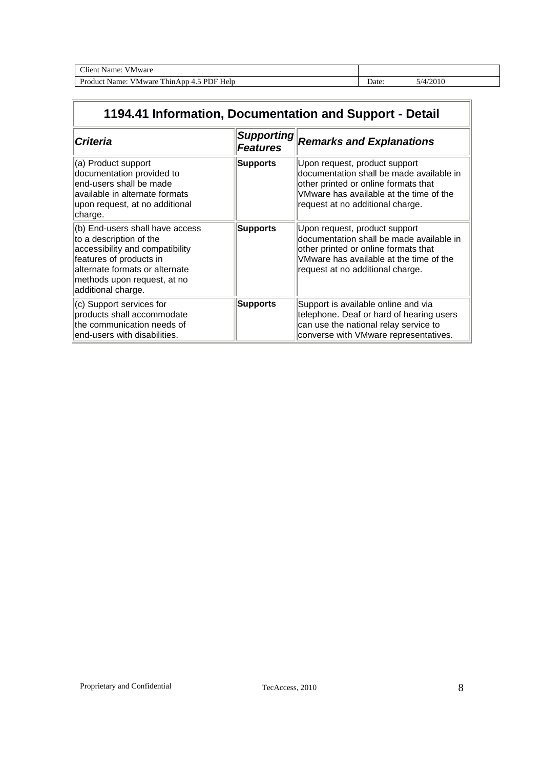| 1194.41 Information, Documentation and Support - Detail | | |
|---|---|---|
| ***Criteria*** | ***Supporting Features*** | ***Remarks and Explanations*** |
| (a) Product support documentation provided to end-users shall be made available in alternate formats upon request, at no additional charge. | **Supports** | Upon request, product support documentation shall be made available in other printed or online formats that VMware has available at the time of the request at no additional charge. |
| (b) End-users shall have access to a description of the accessibility and compatibility features of products in alternate formats or alternate methods upon request, at no additional charge. | **Supports** | Upon request, product support documentation shall be made available in other printed or online formats that VMware has available at the time of the request at no additional charge. |
| (c) Support services for products shall accommodate the communication needs of end-users with disabilities. | **Supports** | Support is available online and via telephone. Deaf or hard of hearing users can use the national relay service to converse with VMware representatives. |